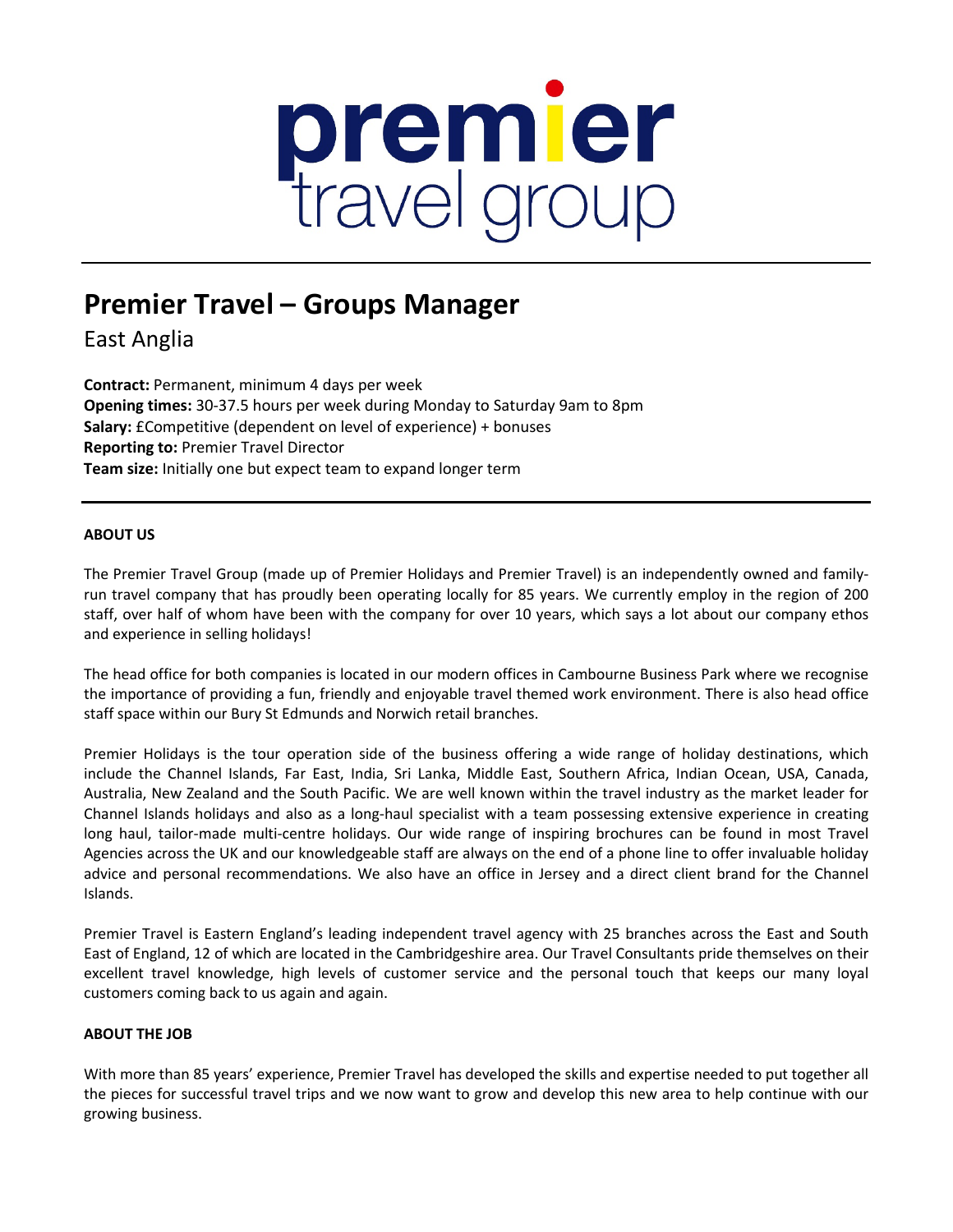premier travel group

# Premier Travel – Groups Manager

East Anglia

**Contract:** Permanent, minimum 4 days per week
**Opening times:** 30-37.5 hours per week during Monday to Saturday 9am to 8pm
**Salary:** £Competitive (dependent on level of experience) + bonuses
**Reporting to:** Premier Travel Director
**Team size:** Initially one but expect team to expand longer term

---

**ABOUT US**

The Premier Travel Group (made up of Premier Holidays and Premier Travel) is an independently owned and family-run travel company that has proudly been operating locally for 85 years. We currently employ in the region of 200 staff, over half of whom have been with the company for over 10 years, which says a lot about our company ethos and experience in selling holidays!

The head office for both companies is located in our modern offices in Cambourne Business Park where we recognise the importance of providing a fun, friendly and enjoyable travel themed work environment. There is also head office staff space within our Bury St Edmunds and Norwich retail branches.

Premier Holidays is the tour operation side of the business offering a wide range of holiday destinations, which include the Channel Islands, Far East, India, Sri Lanka, Middle East, Southern Africa, Indian Ocean, USA, Canada, Australia, New Zealand and the South Pacific. We are well known within the travel industry as the market leader for Channel Islands holidays and also as a long-haul specialist with a team possessing extensive experience in creating long haul, tailor-made multi-centre holidays. Our wide range of inspiring brochures can be found in most Travel Agencies across the UK and our knowledgeable staff are always on the end of a phone line to offer invaluable holiday advice and personal recommendations. We also have an office in Jersey and a direct client brand for the Channel Islands.

Premier Travel is Eastern England's leading independent travel agency with 25 branches across the East and South East of England, 12 of which are located in the Cambridgeshire area. Our Travel Consultants pride themselves on their excellent travel knowledge, high levels of customer service and the personal touch that keeps our many loyal customers coming back to us again and again.

**ABOUT THE JOB**

With more than 85 years' experience, Premier Travel has developed the skills and expertise needed to put together all the pieces for successful travel trips and we now want to grow and develop this new area to help continue with our growing business.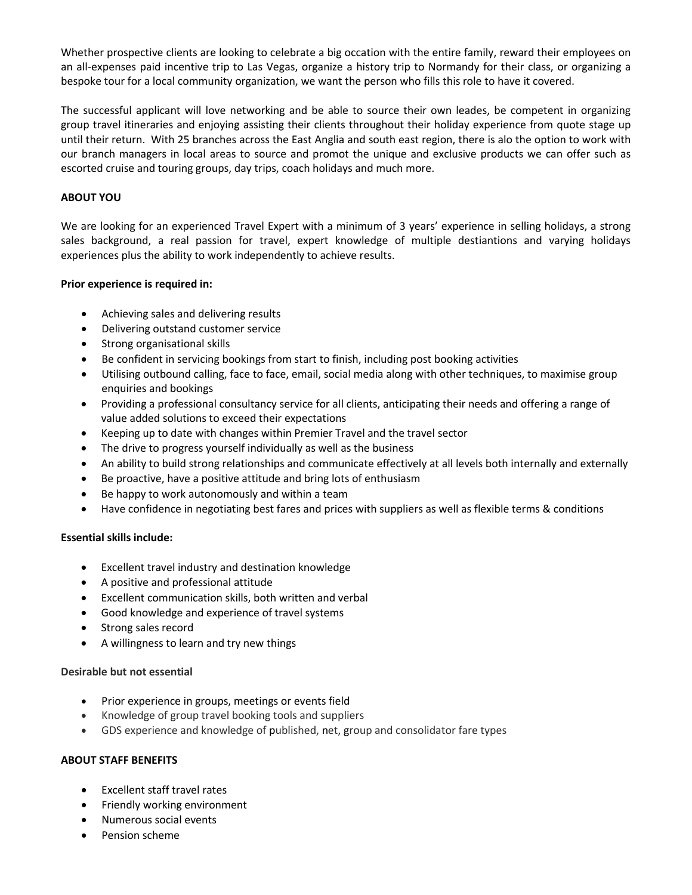Whether prospective clients are looking to celebrate a big occation with the entire family, reward their employees on an all-expenses paid incentive trip to Las Vegas, organize a history trip to Normandy for their class, or organizing a bespoke tour for a local community organization, we want the person who fills this role to have it covered.

The successful applicant will love networking and be able to source their own leades, be competent in organizing group travel itineraries and enjoying assisting their clients throughout their holiday experience from quote stage up until their return. With 25 branches across the East Anglia and south east region, there is alo the option to work with our branch managers in local areas to source and promot the unique and exclusive products we can offer such as escorted cruise and touring groups, day trips, coach holidays and much more.

**ABOUT YOU**

We are looking for an experienced Travel Expert with a minimum of 3 years' experience in selling holidays, a strong sales background, a real passion for travel, expert knowledge of multiple destiantions and varying holidays experiences plus the ability to work independently to achieve results.

**Prior experience is required in:**

- Achieving sales and delivering results
- Delivering outstand customer service
- Strong organisational skills
- Be confident in servicing bookings from start to finish, including post booking activities
- Utilising outbound calling, face to face, email, social media along with other techniques, to maximise group enquiries and bookings
- Providing a professional consultancy service for all clients, anticipating their needs and offering a range of value added solutions to exceed their expectations
- Keeping up to date with changes within Premier Travel and the travel sector
- The drive to progress yourself individually as well as the business
- An ability to build strong relationships and communicate effectively at all levels both internally and externally
- Be proactive, have a positive attitude and bring lots of enthusiasm
- Be happy to work autonomously and within a team
- Have confidence in negotiating best fares and prices with suppliers as well as flexible terms & conditions

**Essential skills include:**

- Excellent travel industry and destination knowledge
- A positive and professional attitude
- Excellent communication skills, both written and verbal
- Good knowledge and experience of travel systems
- Strong sales record
- A willingness to learn and try new things

**Desirable but not essential**

- Prior experience in groups, meetings or events field
- Knowledge of group travel booking tools and suppliers
- GDS experience and knowledge of published, net, group and consolidator fare types

**ABOUT STAFF BENEFITS**

- Excellent staff travel rates
- Friendly working environment
- Numerous social events
- Pension scheme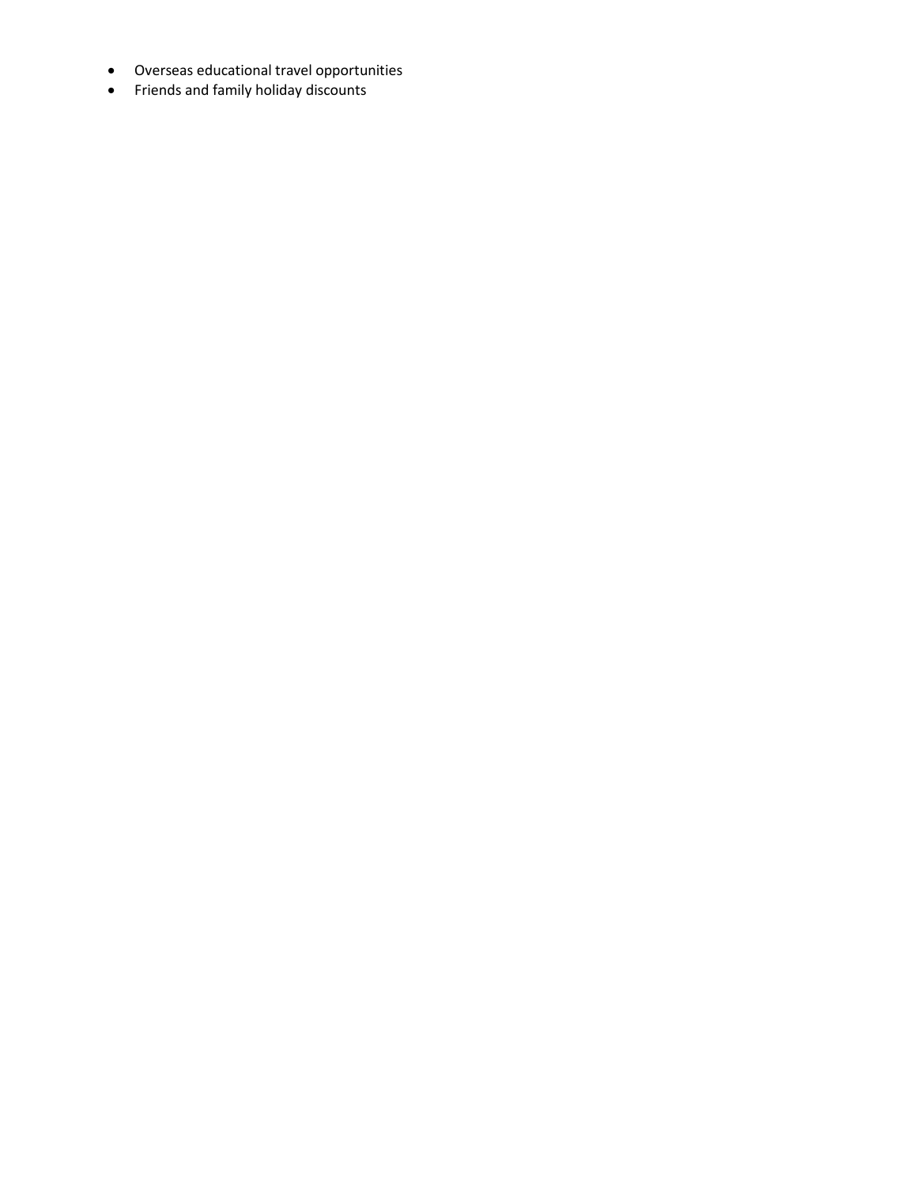- Overseas educational travel opportunities
- Friends and family holiday discounts